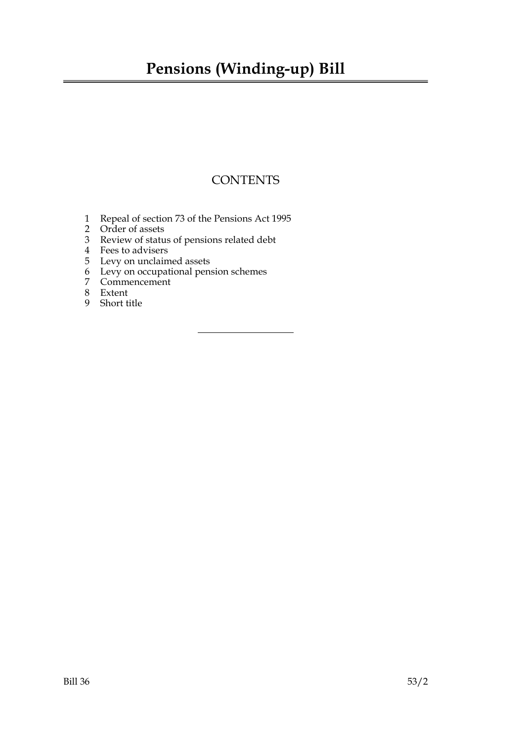# Pensions (Winding-up) Bill

## CONTENTS

1 Repeal of section 73 of the Pensions Act 1995
2 Order of assets
3 Review of status of pensions related debt
4 Fees to advisers
5 Levy on unclaimed assets
6 Levy on occupational pension schemes
7 Commencement
8 Extent
9 Short title

Bill 36 53/2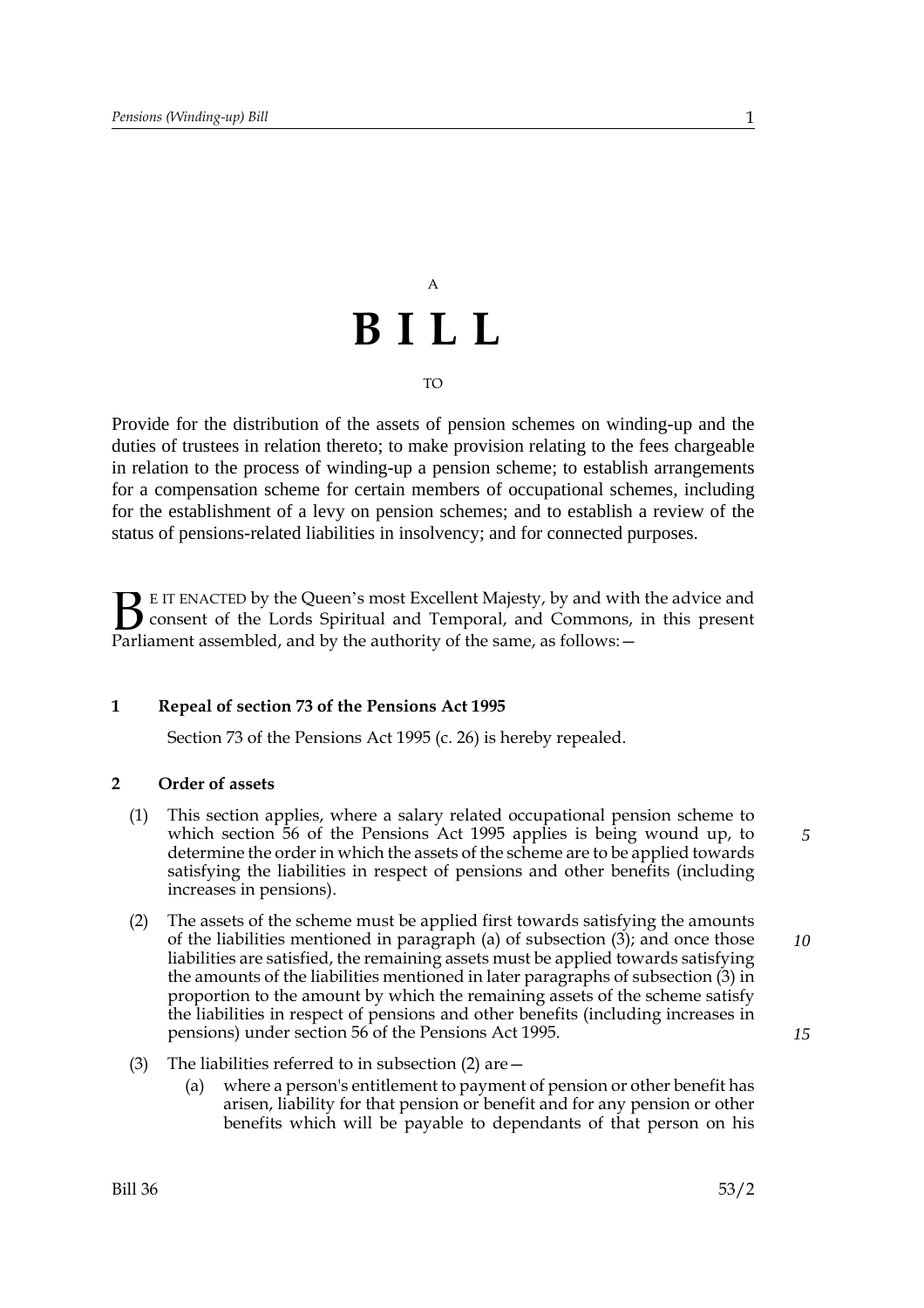A

# B I L L

TO

Provide for the distribution of the assets of pension schemes on winding-up and the duties of trustees in relation thereto; to make provision relating to the fees chargeable in relation to the process of winding-up a pension scheme; to establish arrangements for a compensation scheme for certain members of occupational schemes, including for the establishment of a levy on pension schemes; and to establish a review of the status of pensions-related liabilities in insolvency; and for connected purposes.

BE IT ENACTED by the Queen's most Excellent Majesty, by and with the advice and consent of the Lords Spiritual and Temporal, and Commons, in this present Parliament assembled, and by the authority of the same, as follows:—

### 1 Repeal of section 73 of the Pensions Act 1995

Section 73 of the Pensions Act 1995 (c. 26) is hereby repealed.

### 2 Order of assets

(1) This section applies, where a salary related occupational pension scheme to which section 56 of the Pensions Act 1995 applies is being wound up, to determine the order in which the assets of the scheme are to be applied towards satisfying the liabilities in respect of pensions and other benefits (including increases in pensions).

(2) The assets of the scheme must be applied first towards satisfying the amounts of the liabilities mentioned in paragraph (a) of subsection (3); and once those liabilities are satisfied, the remaining assets must be applied towards satisfying the amounts of the liabilities mentioned in later paragraphs of subsection (3) in proportion to the amount by which the remaining assets of the scheme satisfy the liabilities in respect of pensions and other benefits (including increases in pensions) under section 56 of the Pensions Act 1995.

(3) The liabilities referred to in subsection (2) are—

(a) where a person's entitlement to payment of pension or other benefit has arisen, liability for that pension or benefit and for any pension or other benefits which will be payable to dependants of that person on his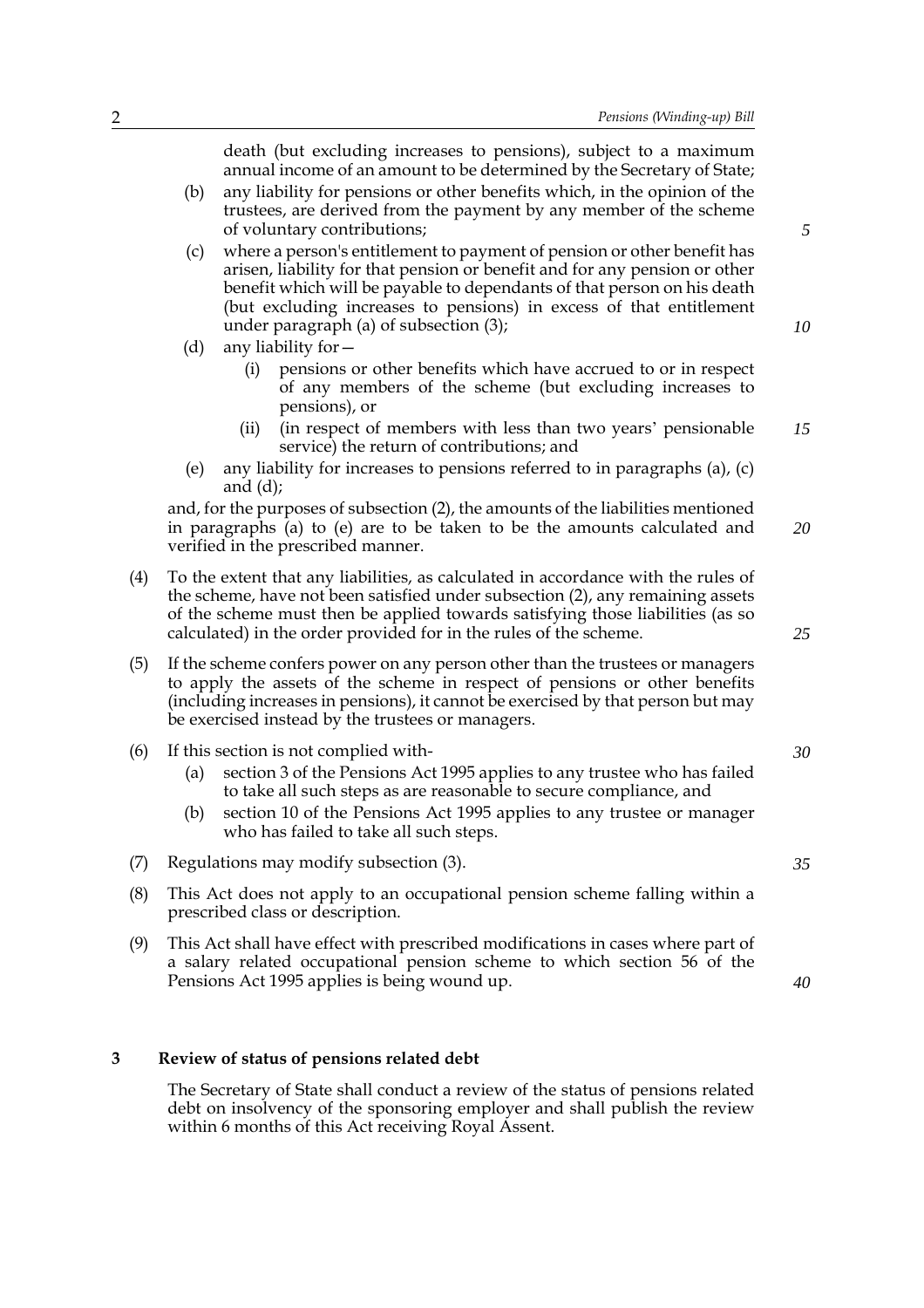death (but excluding increases to pensions), subject to a maximum annual income of an amount to be determined by the Secretary of State;

(b) any liability for pensions or other benefits which, in the opinion of the trustees, are derived from the payment by any member of the scheme of voluntary contributions;

(c) where a person's entitlement to payment of pension or other benefit has arisen, liability for that pension or benefit and for any pension or other benefit which will be payable to dependants of that person on his death (but excluding increases to pensions) in excess of that entitlement under paragraph (a) of subsection (3);

(d) any liability for—

   (i) pensions or other benefits which have accrued to or in respect of any members of the scheme (but excluding increases to pensions), or

   (ii) (in respect of members with less than two years' pensionable service) the return of contributions; and

(e) any liability for increases to pensions referred to in paragraphs (a), (c) and (d);

and, for the purposes of subsection (2), the amounts of the liabilities mentioned in paragraphs (a) to (e) are to be taken to be the amounts calculated and verified in the prescribed manner.

(4) To the extent that any liabilities, as calculated in accordance with the rules of the scheme, have not been satisfied under subsection (2), any remaining assets of the scheme must then be applied towards satisfying those liabilities (as so calculated) in the order provided for in the rules of the scheme.

(5) If the scheme confers power on any person other than the trustees or managers to apply the assets of the scheme in respect of pensions or other benefits (including increases in pensions), it cannot be exercised by that person but may be exercised instead by the trustees or managers.

(6) If this section is not complied with-

   (a) section 3 of the Pensions Act 1995 applies to any trustee who has failed to take all such steps as are reasonable to secure compliance, and

   (b) section 10 of the Pensions Act 1995 applies to any trustee or manager who has failed to take all such steps.

(7) Regulations may modify subsection (3).

(8) This Act does not apply to an occupational pension scheme falling within a prescribed class or description.

(9) This Act shall have effect with prescribed modifications in cases where part of a salary related occupational pension scheme to which section 56 of the Pensions Act 1995 applies is being wound up.

## 3 Review of status of pensions related debt

The Secretary of State shall conduct a review of the status of pensions related debt on insolvency of the sponsoring employer and shall publish the review within 6 months of this Act receiving Royal Assent.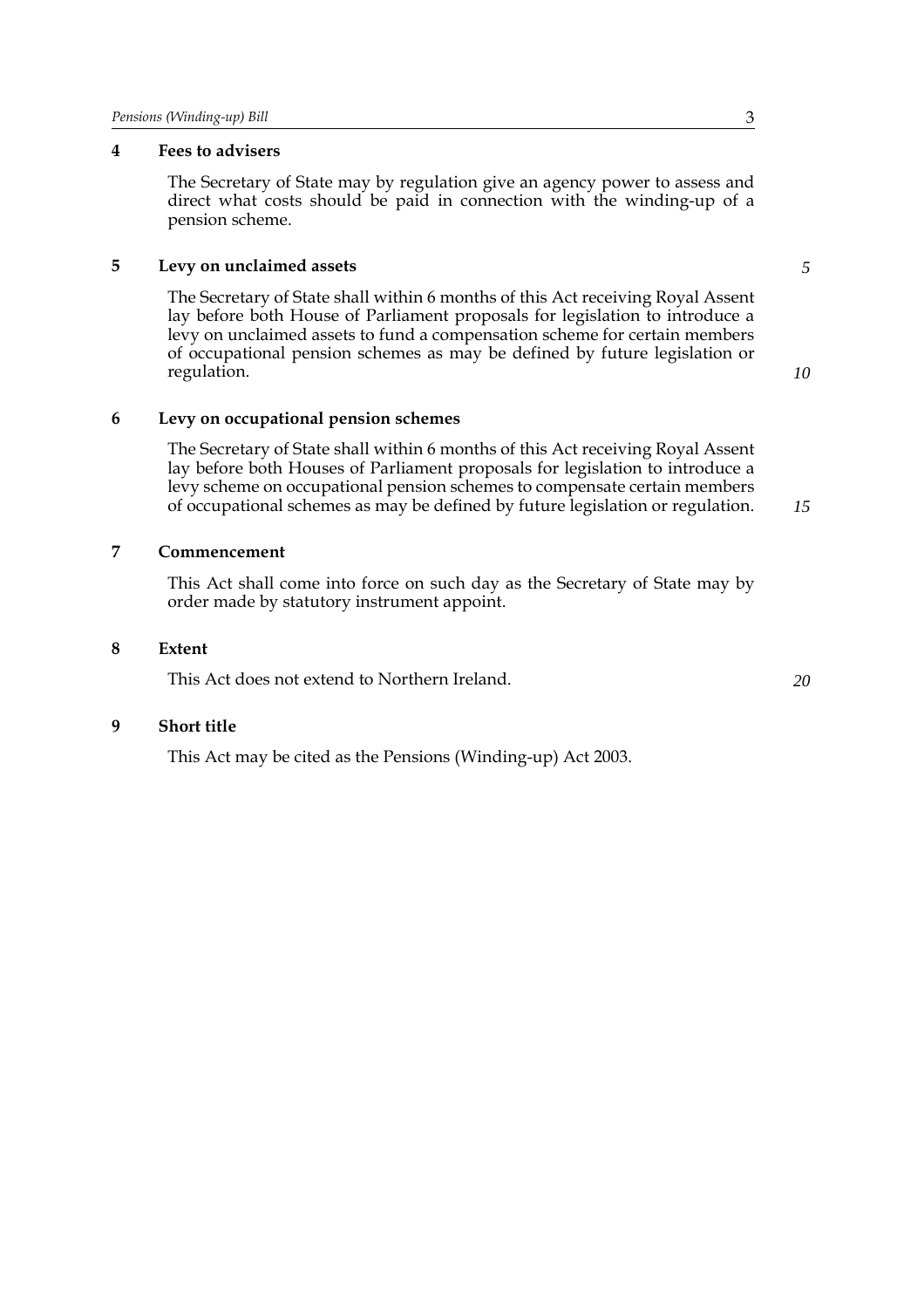**4 Fees to advisers**

The Secretary of State may by regulation give an agency power to assess and direct what costs should be paid in connection with the winding-up of a pension scheme.

**5 Levy on unclaimed assets**

The Secretary of State shall within 6 months of this Act receiving Royal Assent lay before both House of Parliament proposals for legislation to introduce a levy on unclaimed assets to fund a compensation scheme for certain members of occupational pension schemes as may be defined by future legislation or regulation.

**6 Levy on occupational pension schemes**

The Secretary of State shall within 6 months of this Act receiving Royal Assent lay before both Houses of Parliament proposals for legislation to introduce a levy scheme on occupational pension schemes to compensate certain members of occupational schemes as may be defined by future legislation or regulation.

**7 Commencement**

This Act shall come into force on such day as the Secretary of State may by order made by statutory instrument appoint.

**8 Extent**

This Act does not extend to Northern Ireland.

**9 Short title**

This Act may be cited as the Pensions (Winding-up) Act 2003.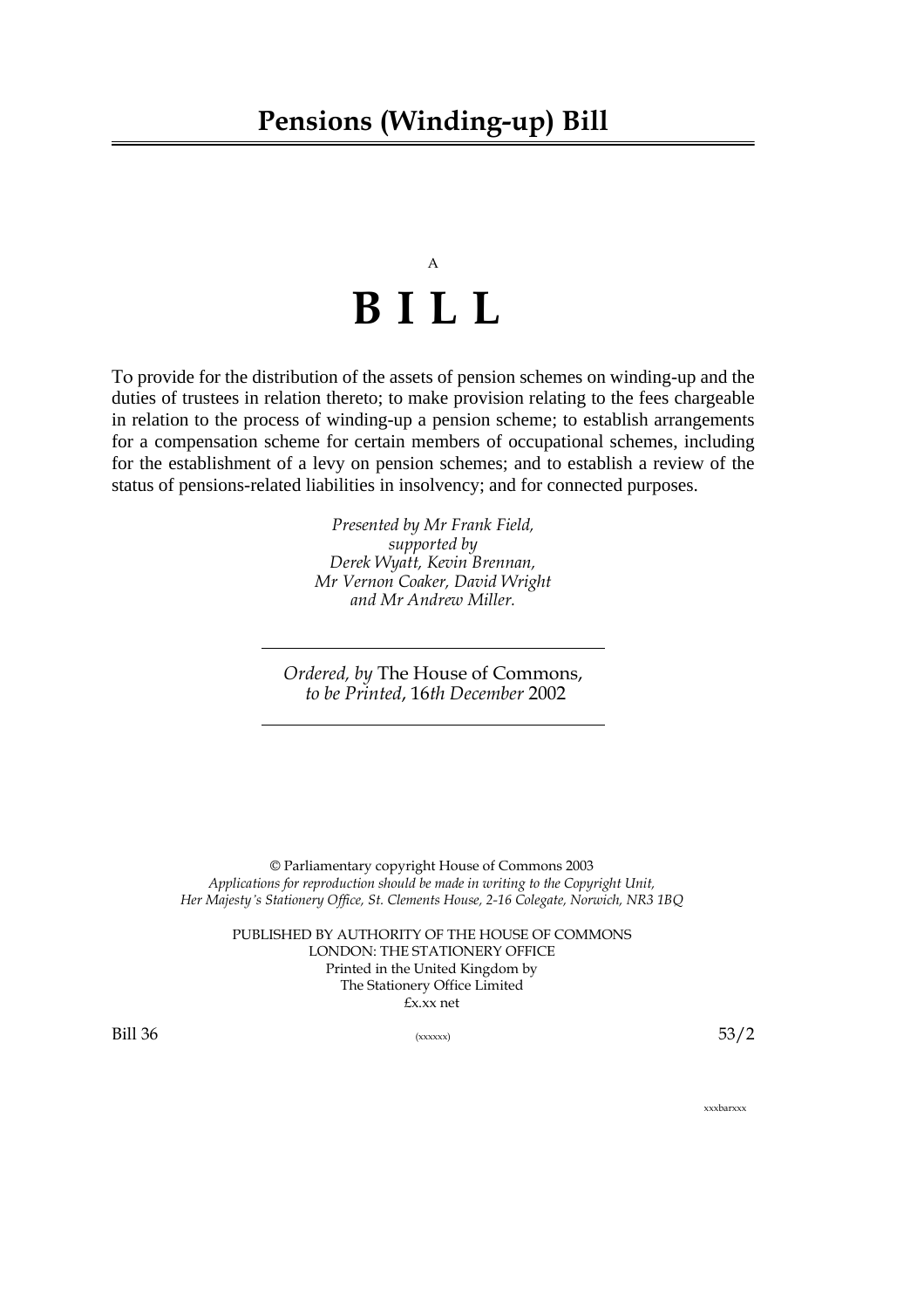# Pensions (Winding-up) Bill

A

# B I L L

To provide for the distribution of the assets of pension schemes on winding-up and the duties of trustees in relation thereto; to make provision relating to the fees chargeable in relation to the process of winding-up a pension scheme; to establish arrangements for a compensation scheme for certain members of occupational schemes, including for the establishment of a levy on pension schemes; and to establish a review of the status of pensions-related liabilities in insolvency; and for connected purposes.

*Presented by Mr Frank Field,*
*supported by*
*Derek Wyatt, Kevin Brennan,*
*Mr Vernon Coaker, David Wright*
*and Mr Andrew Miller.*

---

*Ordered, by* The House of Commons,
*to be Printed*, 16*th December* 2002

---

© Parliamentary copyright House of Commons 2003
*Applications for reproduction should be made in writing to the Copyright Unit,*
*Her Majesty's Stationery Office, St. Clements House, 2-16 Colegate, Norwich, NR3 1BQ*

PUBLISHED BY AUTHORITY OF THE HOUSE OF COMMONS
LONDON: THE STATIONERY OFFICE
Printed in the United Kingdom by
The Stationery Office Limited
£x.xx net

Bill 36 (xxxxxx) 53/2

xxxbarxxx